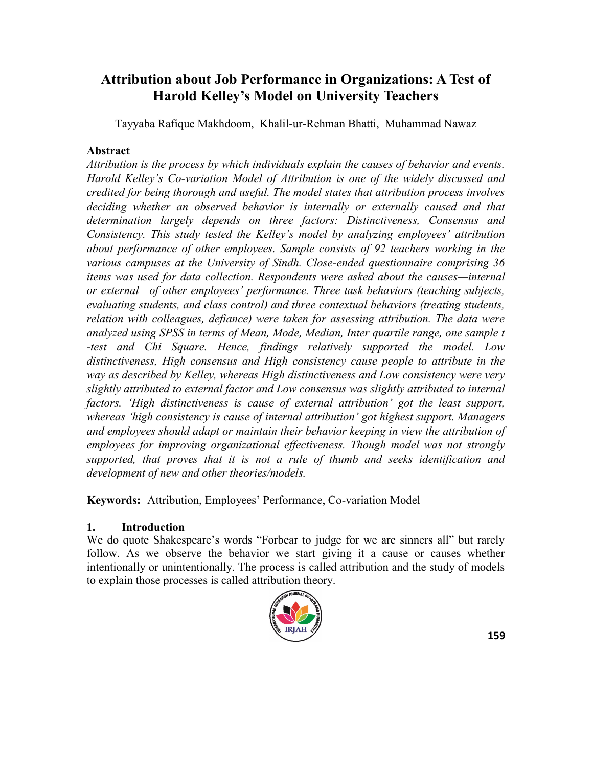# Attribution about Job Performance in Organizations: A Test of Harold Kelley's Model on University Teachers

Tayyaba Rafique Makhdoom, Khalil-ur-Rehman Bhatti, Muhammad Nawaz

## Abstract

*Attribution is the process by which individuals explain the causes of behavior and events. Harold Kelley's Co-variation Model of Attribution is one of the widely discussed and credited for being thorough and useful. The model states that attribution process involves deciding whether an observed behavior is internally or externally caused and that determination largely depends on three factors: Distinctiveness, Consensus and Consistency. This study tested the Kelley's model by analyzing employees' attribution about performance of other employees. Sample consists of 92 teachers working in the various campuses at the University of Sindh. Close-ended questionnaire comprising 36 items was used for data collection. Respondents were asked about the causes—internal or external—of other employees' performance. Three task behaviors (teaching subjects, evaluating students, and class control) and three contextual behaviors (treating students, relation with colleagues, defiance) were taken for assessing attribution. The data were analyzed using SPSS in terms of Mean, Mode, Median, Inter quartile range, one sample t -test and Chi Square. Hence, findings relatively supported the model. Low distinctiveness, High consensus and High consistency cause people to attribute in the way as described by Kelley, whereas High distinctiveness and Low consistency were very slightly attributed to external factor and Low consensus was slightly attributed to internal factors. 'High distinctiveness is cause of external attribution' got the least support, whereas 'high consistency is cause of internal attribution' got highest support. Managers and employees should adapt or maintain their behavior keeping in view the attribution of employees for improving organizational effectiveness. Though model was not strongly supported, that proves that it is not a rule of thumb and seeks identification and development of new and other theories/models.*

**Keywords:** Attribution, Employees' Performance, Co-variation Model

## 1. Introduction

We do quote Shakespeare's words "Forbear to judge for we are sinners all" but rarely follow. As we observe the behavior we start giving it a cause or causes whether intentionally or unintentionally. The process is called attribution and the study of models to explain those processes is called attribution theory.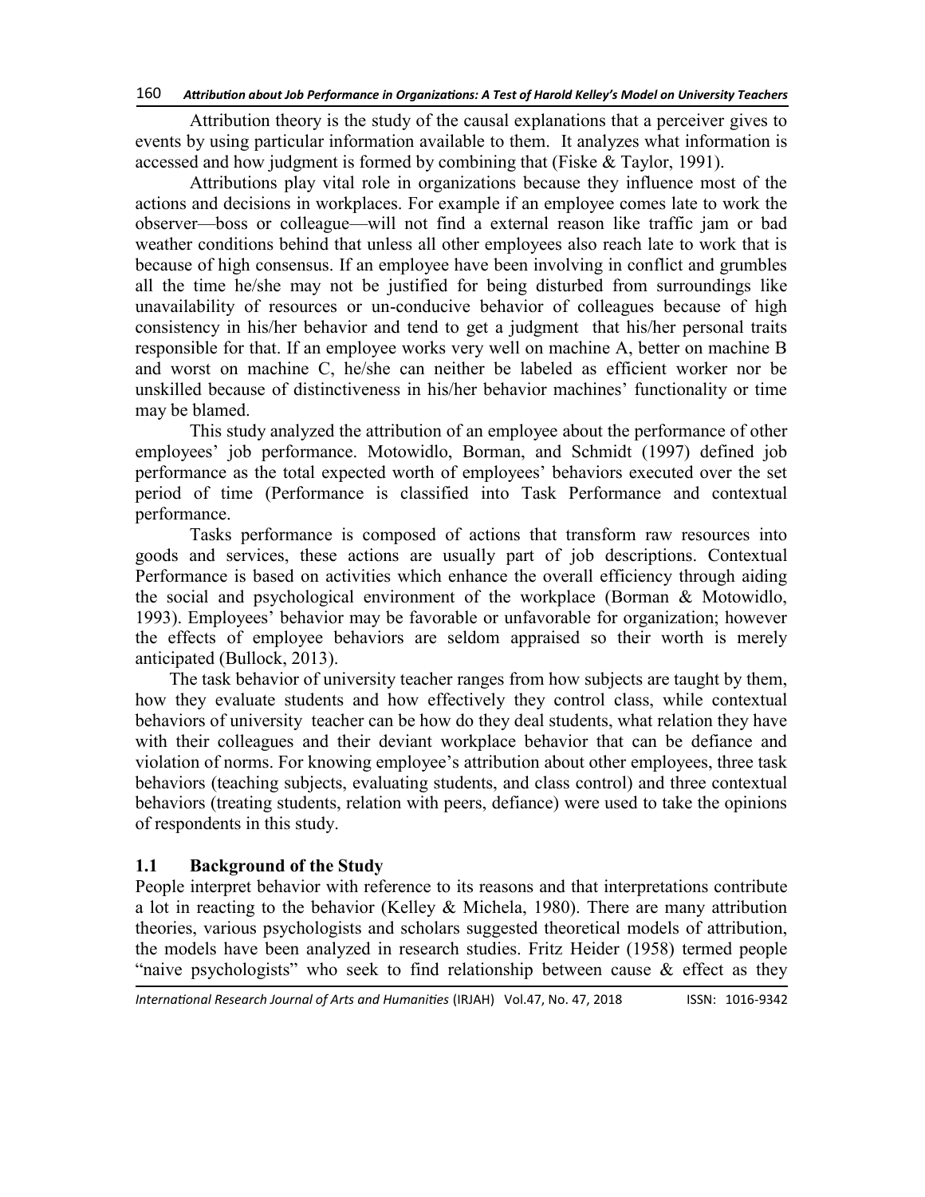Attribution theory is the study of the causal explanations that a perceiver gives to events by using particular information available to them. It analyzes what information is accessed and how judgment is formed by combining that (Fiske & Taylor, 1991).

Attributions play vital role in organizations because they influence most of the actions and decisions in workplaces. For example if an employee comes late to work the observer—boss or colleague—will not find a external reason like traffic jam or bad weather conditions behind that unless all other employees also reach late to work that is because of high consensus. If an employee have been involving in conflict and grumbles all the time he/she may not be justified for being disturbed from surroundings like unavailability of resources or un-conducive behavior of colleagues because of high consistency in his/her behavior and tend to get a judgment that his/her personal traits responsible for that. If an employee works very well on machine A, better on machine B and worst on machine C, he/she can neither be labeled as efficient worker nor be unskilled because of distinctiveness in his/her behavior machines' functionality or time may be blamed.

This study analyzed the attribution of an employee about the performance of other employees' job performance. Motowidlo, Borman, and Schmidt (1997) defined job performance as the total expected worth of employees' behaviors executed over the set period of time (Performance is classified into Task Performance and contextual performance.

Tasks performance is composed of actions that transform raw resources into goods and services, these actions are usually part of job descriptions. Contextual Performance is based on activities which enhance the overall efficiency through aiding the social and psychological environment of the workplace (Borman & Motowidlo, 1993). Employees' behavior may be favorable or unfavorable for organization; however the effects of employee behaviors are seldom appraised so their worth is merely anticipated (Bullock, 2013).

The task behavior of university teacher ranges from how subjects are taught by them, how they evaluate students and how effectively they control class, while contextual behaviors of university teacher can be how do they deal students, what relation they have with their colleagues and their deviant workplace behavior that can be defiance and violation of norms. For knowing employee's attribution about other employees, three task behaviors (teaching subjects, evaluating students, and class control) and three contextual behaviors (treating students, relation with peers, defiance) were used to take the opinions of respondents in this study.

## 1.1 Background of the Study

People interpret behavior with reference to its reasons and that interpretations contribute a lot in reacting to the behavior (Kelley & Michela, 1980). There are many attribution theories, various psychologists and scholars suggested theoretical models of attribution, the models have been analyzed in research studies. Fritz Heider (1958) termed people "naive psychologists" who seek to find relationship between cause & effect as they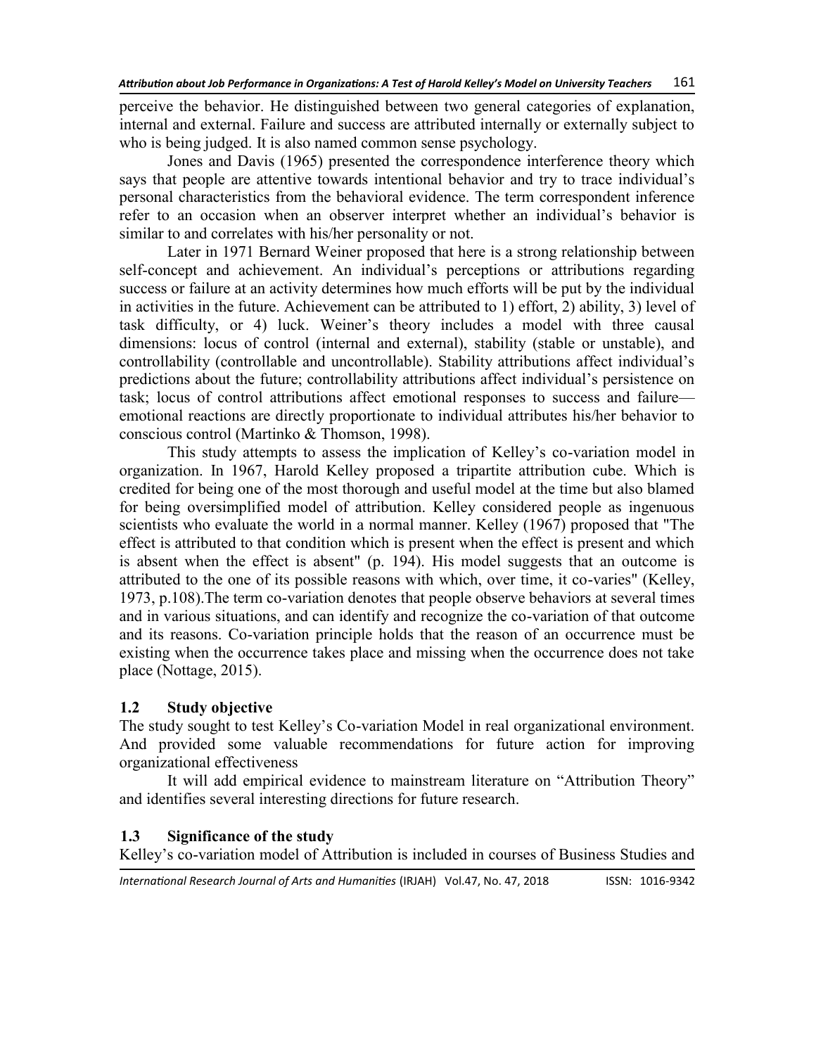perceive the behavior. He distinguished between two general categories of explanation, internal and external. Failure and success are attributed internally or externally subject to who is being judged. It is also named common sense psychology.

Jones and Davis (1965) presented the correspondence interference theory which says that people are attentive towards intentional behavior and try to trace individual's personal characteristics from the behavioral evidence. The term correspondent inference refer to an occasion when an observer interpret whether an individual's behavior is similar to and correlates with his/her personality or not.

Later in 1971 Bernard Weiner proposed that here is a strong relationship between self-concept and achievement. An individual's perceptions or attributions regarding success or failure at an activity determines how much efforts will be put by the individual in activities in the future. Achievement can be attributed to 1) effort, 2) ability, 3) level of task difficulty, or 4) luck. Weiner's theory includes a model with three causal dimensions: locus of control (internal and external), stability (stable or unstable), and controllability (controllable and uncontrollable). Stability attributions affect individual's predictions about the future; controllability attributions affect individual's persistence on task; locus of control attributions affect emotional responses to success and failure—emotional reactions are directly proportionate to individual attributes his/her behavior to conscious control (Martinko & Thomson, 1998).

This study attempts to assess the implication of Kelley's co-variation model in organization. In 1967, Harold Kelley proposed a tripartite attribution cube. Which is credited for being one of the most thorough and useful model at the time but also blamed for being oversimplified model of attribution. Kelley considered people as ingenuous scientists who evaluate the world in a normal manner. Kelley (1967) proposed that "The effect is attributed to that condition which is present when the effect is present and which is absent when the effect is absent" (p. 194). His model suggests that an outcome is attributed to the one of its possible reasons with which, over time, it co-varies" (Kelley, 1973, p.108).The term co-variation denotes that people observe behaviors at several times and in various situations, and can identify and recognize the co-variation of that outcome and its reasons. Co-variation principle holds that the reason of an occurrence must be existing when the occurrence takes place and missing when the occurrence does not take place (Nottage, 2015).

## 1.2 Study objective

The study sought to test Kelley's Co-variation Model in real organizational environment. And provided some valuable recommendations for future action for improving organizational effectiveness

It will add empirical evidence to mainstream literature on "Attribution Theory" and identifies several interesting directions for future research.

## 1.3 Significance of the study

Kelley's co-variation model of Attribution is included in courses of Business Studies and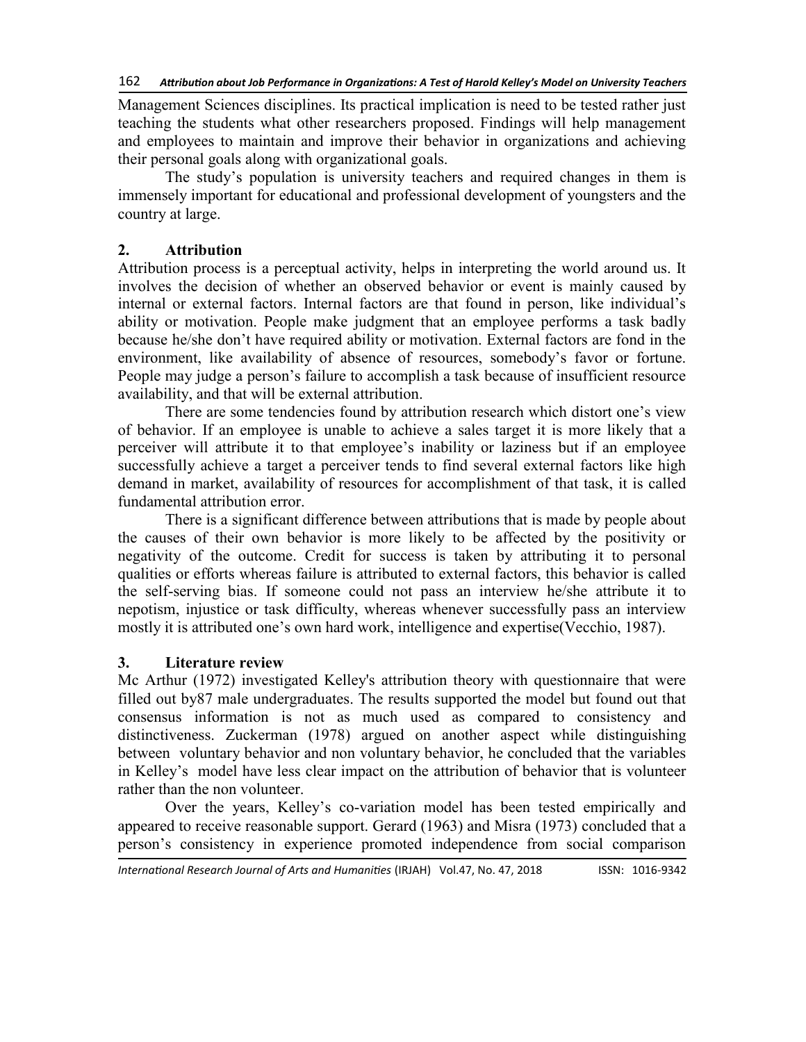Management Sciences disciplines. Its practical implication is need to be tested rather just teaching the students what other researchers proposed. Findings will help management and employees to maintain and improve their behavior in organizations and achieving their personal goals along with organizational goals.

The study's population is university teachers and required changes in them is immensely important for educational and professional development of youngsters and the country at large.

## 2. Attribution

Attribution process is a perceptual activity, helps in interpreting the world around us. It involves the decision of whether an observed behavior or event is mainly caused by internal or external factors. Internal factors are that found in person, like individual's ability or motivation. People make judgment that an employee performs a task badly because he/she don't have required ability or motivation. External factors are fond in the environment, like availability of absence of resources, somebody's favor or fortune. People may judge a person's failure to accomplish a task because of insufficient resource availability, and that will be external attribution.

There are some tendencies found by attribution research which distort one's view of behavior. If an employee is unable to achieve a sales target it is more likely that a perceiver will attribute it to that employee's inability or laziness but if an employee successfully achieve a target a perceiver tends to find several external factors like high demand in market, availability of resources for accomplishment of that task, it is called fundamental attribution error.

There is a significant difference between attributions that is made by people about the causes of their own behavior is more likely to be affected by the positivity or negativity of the outcome. Credit for success is taken by attributing it to personal qualities or efforts whereas failure is attributed to external factors, this behavior is called the self-serving bias. If someone could not pass an interview he/she attribute it to nepotism, injustice or task difficulty, whereas whenever successfully pass an interview mostly it is attributed one's own hard work, intelligence and expertise(Vecchio, 1987).

## 3. Literature review

Mc Arthur (1972) investigated Kelley's attribution theory with questionnaire that were filled out by87 male undergraduates. The results supported the model but found out that consensus information is not as much used as compared to consistency and distinctiveness. Zuckerman (1978) argued on another aspect while distinguishing between voluntary behavior and non voluntary behavior, he concluded that the variables in Kelley's model have less clear impact on the attribution of behavior that is volunteer rather than the non volunteer.

Over the years, Kelley's co-variation model has been tested empirically and appeared to receive reasonable support. Gerard (1963) and Misra (1973) concluded that a person's consistency in experience promoted independence from social comparison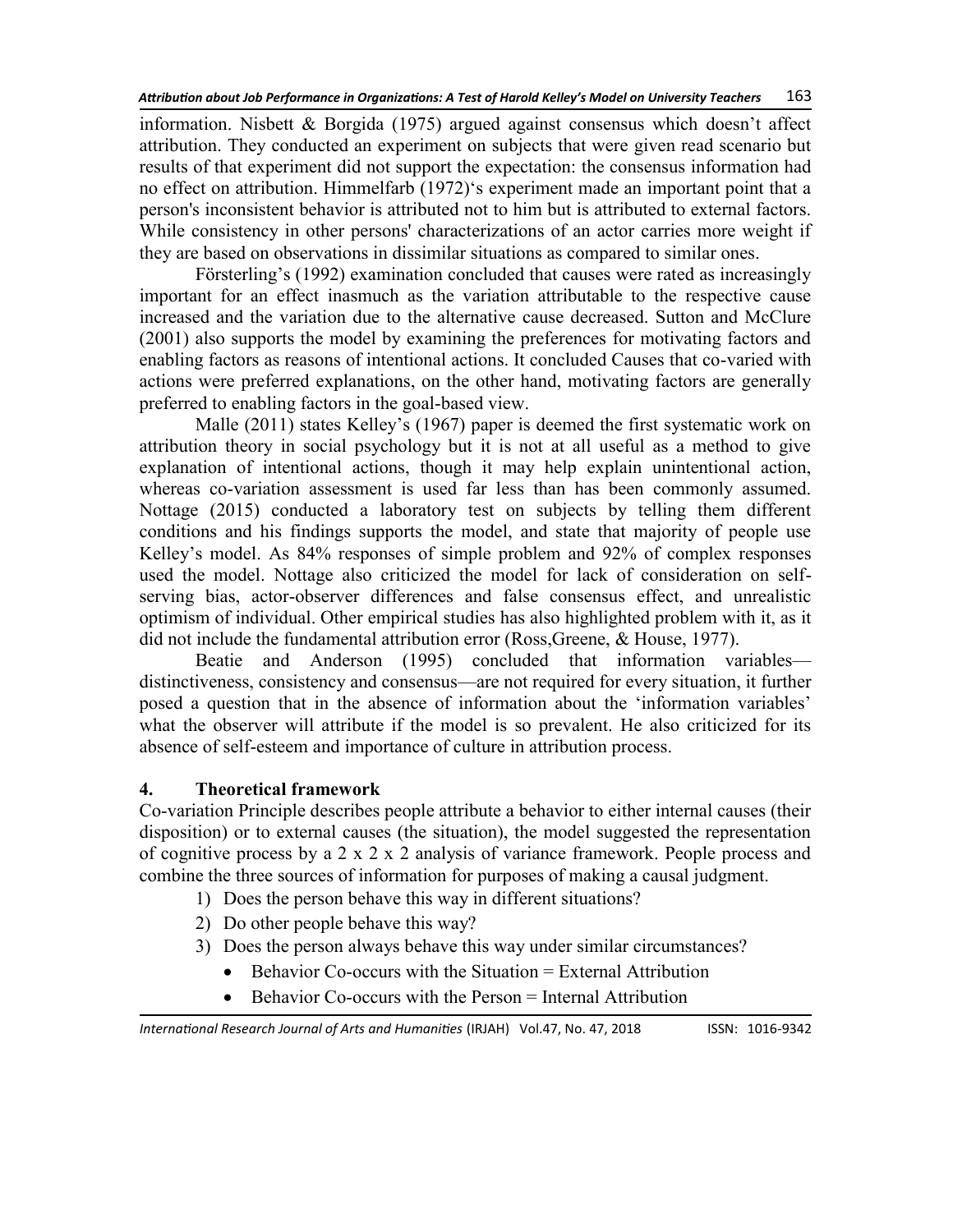information. Nisbett & Borgida (1975) argued against consensus which doesn't affect attribution. They conducted an experiment on subjects that were given read scenario but results of that experiment did not support the expectation: the consensus information had no effect on attribution. Himmelfarb (1972)'s experiment made an important point that a person's inconsistent behavior is attributed not to him but is attributed to external factors. While consistency in other persons' characterizations of an actor carries more weight if they are based on observations in dissimilar situations as compared to similar ones.

Försterling's (1992) examination concluded that causes were rated as increasingly important for an effect inasmuch as the variation attributable to the respective cause increased and the variation due to the alternative cause decreased. Sutton and McClure (2001) also supports the model by examining the preferences for motivating factors and enabling factors as reasons of intentional actions. It concluded Causes that co-varied with actions were preferred explanations, on the other hand, motivating factors are generally preferred to enabling factors in the goal-based view.

Malle (2011) states Kelley's (1967) paper is deemed the first systematic work on attribution theory in social psychology but it is not at all useful as a method to give explanation of intentional actions, though it may help explain unintentional action, whereas co-variation assessment is used far less than has been commonly assumed. Nottage (2015) conducted a laboratory test on subjects by telling them different conditions and his findings supports the model, and state that majority of people use Kelley's model. As 84% responses of simple problem and 92% of complex responses used the model. Nottage also criticized the model for lack of consideration on self-serving bias, actor-observer differences and false consensus effect, and unrealistic optimism of individual. Other empirical studies has also highlighted problem with it, as it did not include the fundamental attribution error (Ross,Greene, & House, 1977).

Beatie and Anderson (1995) concluded that information variables—distinctiveness, consistency and consensus—are not required for every situation, it further posed a question that in the absence of information about the 'information variables' what the observer will attribute if the model is so prevalent. He also criticized for its absence of self-esteem and importance of culture in attribution process.

## 4. Theoretical framework

Co-variation Principle describes people attribute a behavior to either internal causes (their disposition) or to external causes (the situation), the model suggested the representation of cognitive process by a 2 x 2 x 2 analysis of variance framework. People process and combine the three sources of information for purposes of making a causal judgment.

1) Does the person behave this way in different situations?
2) Do other people behave this way?
3) Does the person always behave this way under similar circumstances?
    - Behavior Co-occurs with the Situation = External Attribution
    - Behavior Co-occurs with the Person = Internal Attribution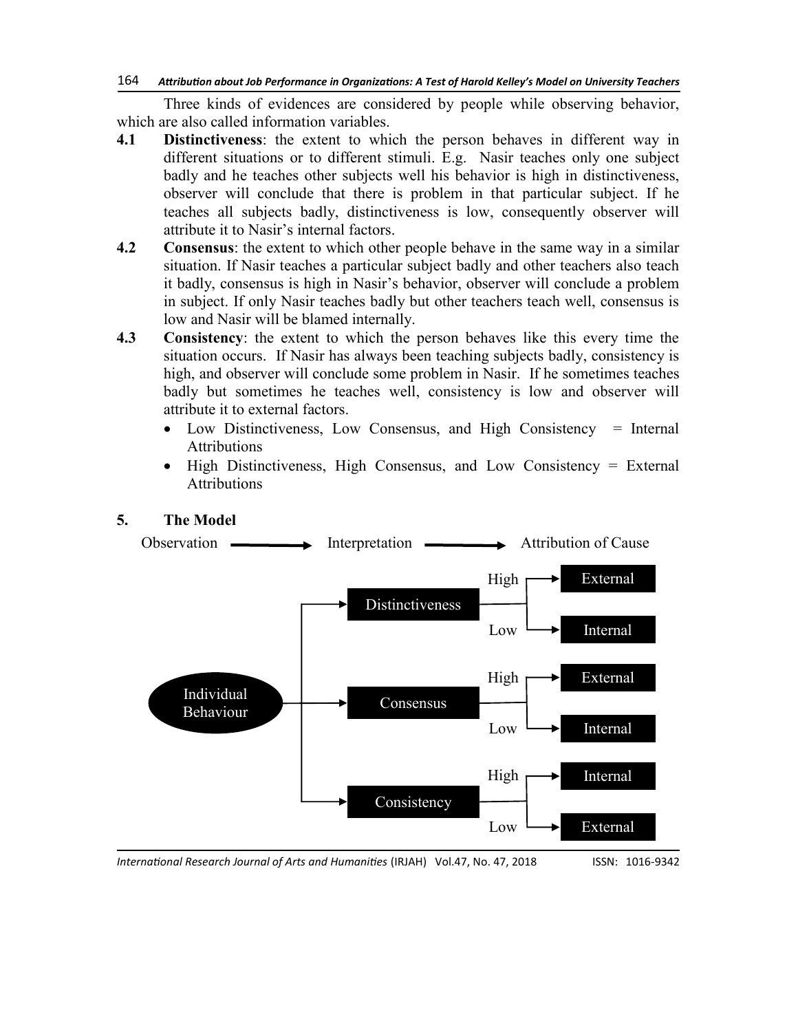Three kinds of evidences are considered by people while observing behavior, which are also called information variables.

**4.1 Distinctiveness**: the extent to which the person behaves in different way in different situations or to different stimuli. E.g. Nasir teaches only one subject badly and he teaches other subjects well his behavior is high in distinctiveness, observer will conclude that there is problem in that particular subject. If he teaches all subjects badly, distinctiveness is low, consequently observer will attribute it to Nasir's internal factors.

**4.2 Consensus**: the extent to which other people behave in the same way in a similar situation. If Nasir teaches a particular subject badly and other teachers also teach it badly, consensus is high in Nasir's behavior, observer will conclude a problem in subject. If only Nasir teaches badly but other teachers teach well, consensus is low and Nasir will be blamed internally.

**4.3 Consistency**: the extent to which the person behaves like this every time the situation occurs. If Nasir has always been teaching subjects badly, consistency is high, and observer will conclude some problem in Nasir. If he sometimes teaches badly but sometimes he teaches well, consistency is low and observer will attribute it to external factors.

- Low Distinctiveness, Low Consensus, and High Consistency = Internal Attributions
- High Distinctiveness, High Consensus, and Low Consistency = External Attributions

## 5. The Model

Observation ⟶ Interpretation ⟶ Attribution of Cause

Individual Behaviour

- Distinctiveness
  - High → External
  - Low → Internal
- Consensus
  - High → External
  - Low → Internal
- Consistency
  - High → Internal
  - Low → External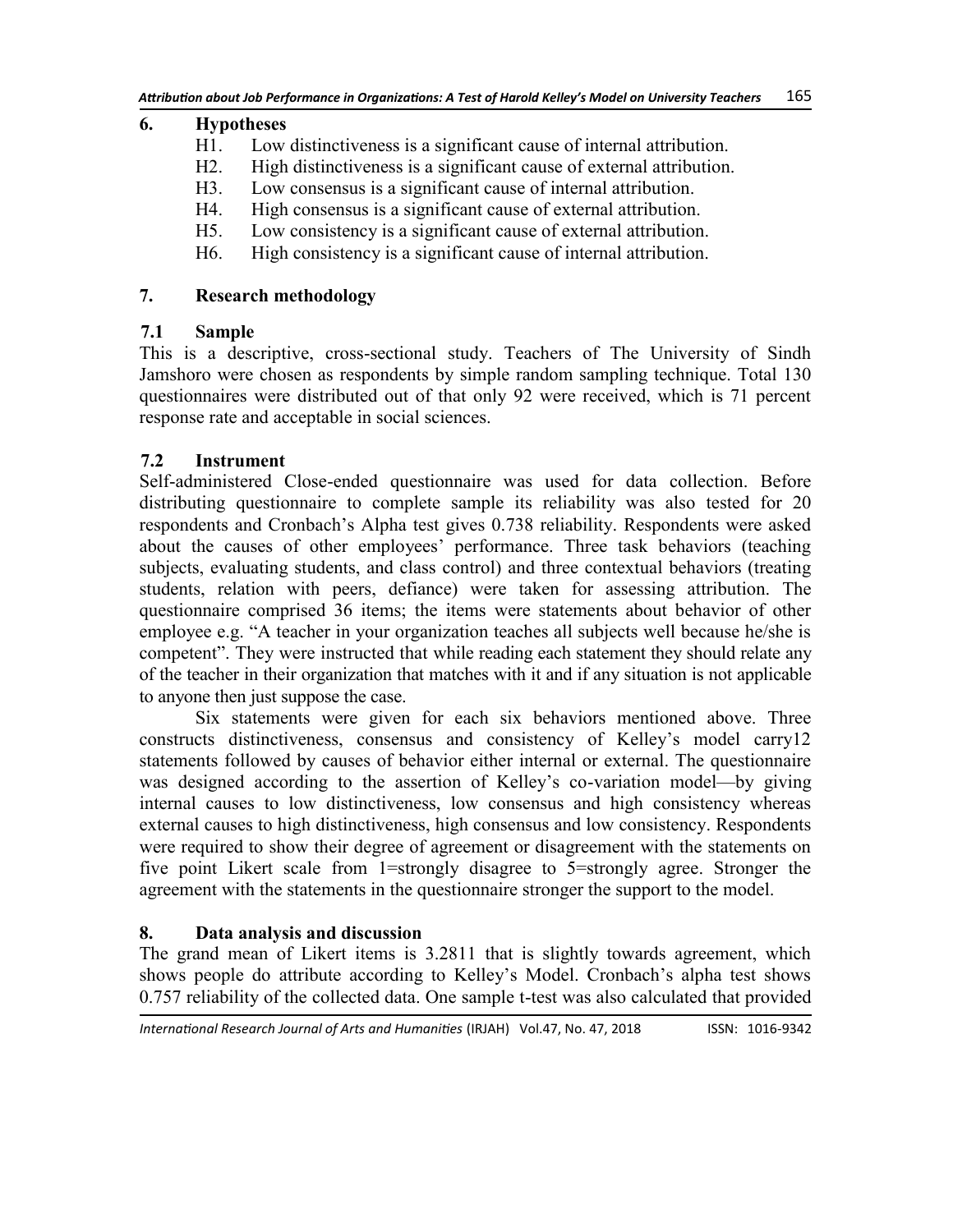## 6. Hypotheses

- H1. Low distinctiveness is a significant cause of internal attribution.
- H2. High distinctiveness is a significant cause of external attribution.
- H3. Low consensus is a significant cause of internal attribution.
- H4. High consensus is a significant cause of external attribution.
- H5. Low consistency is a significant cause of external attribution.
- H6. High consistency is a significant cause of internal attribution.

## 7. Research methodology

### 7.1 Sample

This is a descriptive, cross-sectional study. Teachers of The University of Sindh Jamshoro were chosen as respondents by simple random sampling technique. Total 130 questionnaires were distributed out of that only 92 were received, which is 71 percent response rate and acceptable in social sciences.

### 7.2 Instrument

Self-administered Close-ended questionnaire was used for data collection. Before distributing questionnaire to complete sample its reliability was also tested for 20 respondents and Cronbach's Alpha test gives 0.738 reliability. Respondents were asked about the causes of other employees' performance. Three task behaviors (teaching subjects, evaluating students, and class control) and three contextual behaviors (treating students, relation with peers, defiance) were taken for assessing attribution. The questionnaire comprised 36 items; the items were statements about behavior of other employee e.g. "A teacher in your organization teaches all subjects well because he/she is competent". They were instructed that while reading each statement they should relate any of the teacher in their organization that matches with it and if any situation is not applicable to anyone then just suppose the case.

Six statements were given for each six behaviors mentioned above. Three constructs distinctiveness, consensus and consistency of Kelley's model carry12 statements followed by causes of behavior either internal or external. The questionnaire was designed according to the assertion of Kelley's co-variation model—by giving internal causes to low distinctiveness, low consensus and high consistency whereas external causes to high distinctiveness, high consensus and low consistency. Respondents were required to show their degree of agreement or disagreement with the statements on five point Likert scale from 1=strongly disagree to 5=strongly agree. Stronger the agreement with the statements in the questionnaire stronger the support to the model.

## 8. Data analysis and discussion

The grand mean of Likert items is 3.2811 that is slightly towards agreement, which shows people do attribute according to Kelley's Model. Cronbach's alpha test shows 0.757 reliability of the collected data. One sample t-test was also calculated that provided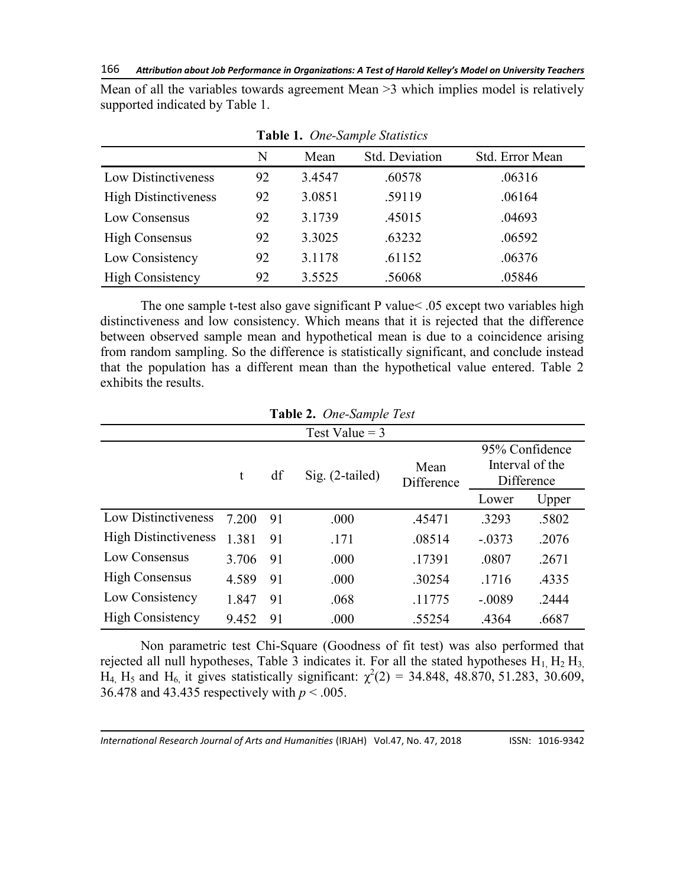Mean of all the variables towards agreement Mean >3 which implies model is relatively supported indicated by Table 1.

**Table 1.** *One-Sample Statistics*

| | N | Mean | Std. Deviation | Std. Error Mean |
|---|---|---|---|---|
| Low Distinctiveness | 92 | 3.4547 | .60578 | .06316 |
| High Distinctiveness | 92 | 3.0851 | .59119 | .06164 |
| Low Consensus | 92 | 3.1739 | .45015 | .04693 |
| High Consensus | 92 | 3.3025 | .63232 | .06592 |
| Low Consistency | 92 | 3.1178 | .61152 | .06376 |
| High Consistency | 92 | 3.5525 | .56068 | .05846 |

The one sample t-test also gave significant P value< .05 except two variables high distinctiveness and low consistency. Which means that it is rejected that the difference between observed sample mean and hypothetical mean is due to a coincidence arising from random sampling. So the difference is statistically significant, and conclude instead that the population has a different mean than the hypothetical value entered. Table 2 exhibits the results.

**Table 2.** *One-Sample Test*

| | Test Value = 3 | | | | | |
|---|---|---|---|---|---|---|
| | t | df | Sig. (2-tailed) | Mean Difference | 95% Confidence Interval of the Difference | |
| | | | | | Lower | Upper |
| Low Distinctiveness | 7.200 | 91 | .000 | .45471 | .3293 | .5802 |
| High Distinctiveness | 1.381 | 91 | .171 | .08514 | -.0373 | .2076 |
| Low Consensus | 3.706 | 91 | .000 | .17391 | .0807 | .2671 |
| High Consensus | 4.589 | 91 | .000 | .30254 | .1716 | .4335 |
| Low Consistency | 1.847 | 91 | .068 | .11775 | -.0089 | .2444 |
| High Consistency | 9.452 | 91 | .000 | .55254 | .4364 | .6687 |

Non parametric test Chi-Square (Goodness of fit test) was also performed that rejected all null hypotheses, Table 3 indicates it. For all the stated hypotheses $H_1$, $H_2$ $H_3$, $H_4$, $H_5$ and $H_6$, it gives statistically significant: $\chi^2(2)$ = 34.848, 48.870, 51.283, 30.609, 36.478 and 43.435 respectively with $p < .005$.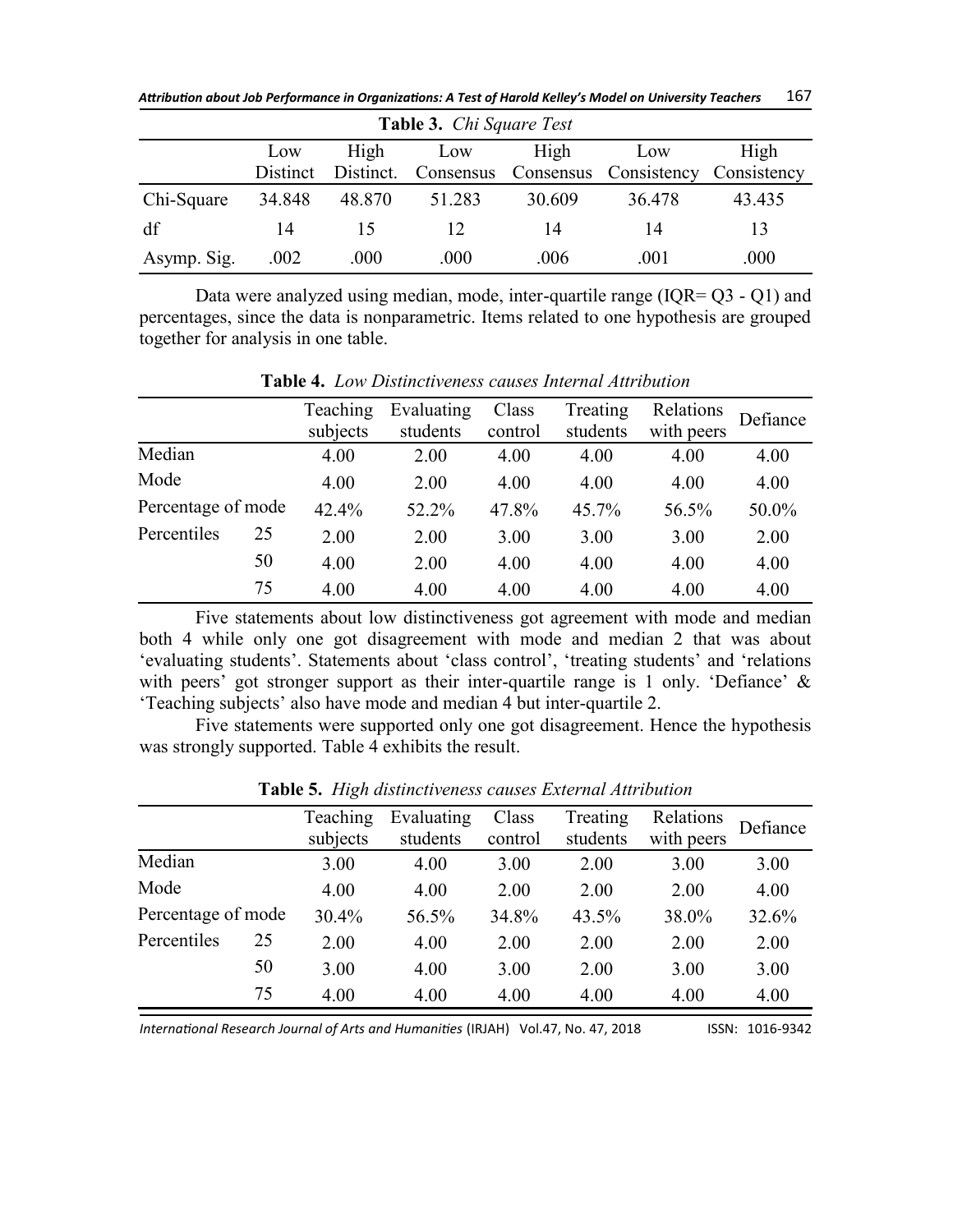**Table 3.** *Chi Square Test*

| | Low Distinct | High Distinct. | Low Consensus | High Consensus | Low Consistency | High Consistency |
|---|---|---|---|---|---|---|
| Chi-Square | 34.848 | 48.870 | 51.283 | 30.609 | 36.478 | 43.435 |
| df | 14 | 15 | 12 | 14 | 14 | 13 |
| Asymp. Sig. | .002 | .000 | .000 | .006 | .001 | .000 |

Data were analyzed using median, mode, inter-quartile range (IQR= Q3 - Q1) and percentages, since the data is nonparametric. Items related to one hypothesis are grouped together for analysis in one table.

**Table 4.** *Low Distinctiveness causes Internal Attribution*

| | | Teaching subjects | Evaluating students | Class control | Treating students | Relations with peers | Defiance |
|---|---|---|---|---|---|---|---|
| Median | | 4.00 | 2.00 | 4.00 | 4.00 | 4.00 | 4.00 |
| Mode | | 4.00 | 2.00 | 4.00 | 4.00 | 4.00 | 4.00 |
| Percentage of mode | | 42.4% | 52.2% | 47.8% | 45.7% | 56.5% | 50.0% |
| Percentiles | 25 | 2.00 | 2.00 | 3.00 | 3.00 | 3.00 | 2.00 |
| | 50 | 4.00 | 2.00 | 4.00 | 4.00 | 4.00 | 4.00 |
| | 75 | 4.00 | 4.00 | 4.00 | 4.00 | 4.00 | 4.00 |

Five statements about low distinctiveness got agreement with mode and median both 4 while only one got disagreement with mode and median 2 that was about 'evaluating students'. Statements about 'class control', 'treating students' and 'relations with peers' got stronger support as their inter-quartile range is 1 only. 'Defiance' & 'Teaching subjects' also have mode and median 4 but inter-quartile 2.

Five statements were supported only one got disagreement. Hence the hypothesis was strongly supported. Table 4 exhibits the result.

**Table 5.** *High distinctiveness causes External Attribution*

| | | Teaching subjects | Evaluating students | Class control | Treating students | Relations with peers | Defiance |
|---|---|---|---|---|---|---|---|
| Median | | 3.00 | 4.00 | 3.00 | 2.00 | 3.00 | 3.00 |
| Mode | | 4.00 | 4.00 | 2.00 | 2.00 | 2.00 | 4.00 |
| Percentage of mode | | 30.4% | 56.5% | 34.8% | 43.5% | 38.0% | 32.6% |
| Percentiles | 25 | 2.00 | 4.00 | 2.00 | 2.00 | 2.00 | 2.00 |
| | 50 | 3.00 | 4.00 | 3.00 | 2.00 | 3.00 | 3.00 |
| | 75 | 4.00 | 4.00 | 4.00 | 4.00 | 4.00 | 4.00 |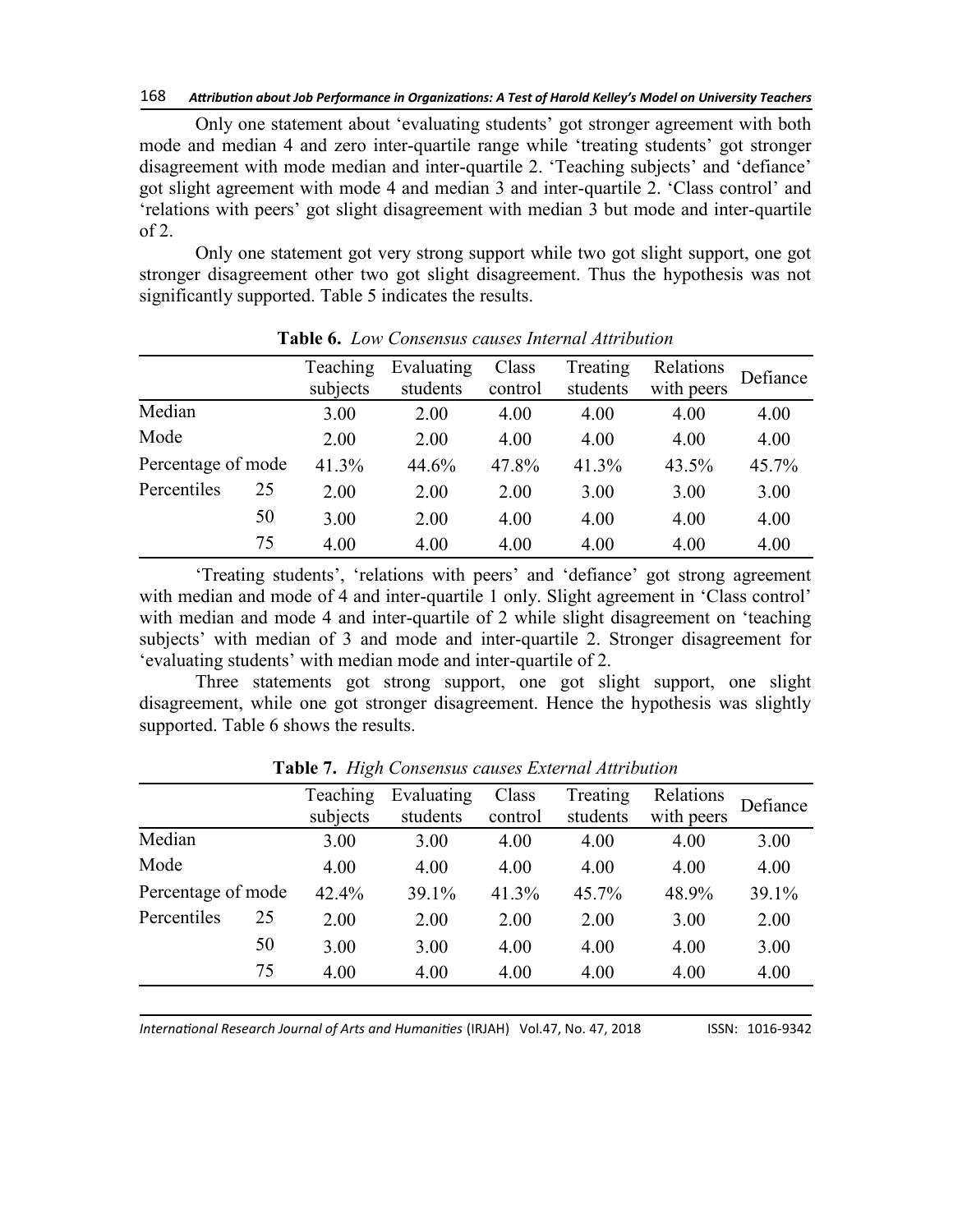Only one statement about 'evaluating students' got stronger agreement with both mode and median 4 and zero inter-quartile range while 'treating students' got stronger disagreement with mode median and inter-quartile 2. 'Teaching subjects' and 'defiance' got slight agreement with mode 4 and median 3 and inter-quartile 2. 'Class control' and 'relations with peers' got slight disagreement with median 3 but mode and inter-quartile of 2.

Only one statement got very strong support while two got slight support, one got stronger disagreement other two got slight disagreement. Thus the hypothesis was not significantly supported. Table 5 indicates the results.

**Table 6.** *Low Consensus causes Internal Attribution*

| | | Teaching subjects | Evaluating students | Class control | Treating students | Relations with peers | Defiance |
|---|---|---|---|---|---|---|---|
| Median | | 3.00 | 2.00 | 4.00 | 4.00 | 4.00 | 4.00 |
| Mode | | 2.00 | 2.00 | 4.00 | 4.00 | 4.00 | 4.00 |
| Percentage of mode | | 41.3% | 44.6% | 47.8% | 41.3% | 43.5% | 45.7% |
| Percentiles | 25 | 2.00 | 2.00 | 2.00 | 3.00 | 3.00 | 3.00 |
| | 50 | 3.00 | 2.00 | 4.00 | 4.00 | 4.00 | 4.00 |
| | 75 | 4.00 | 4.00 | 4.00 | 4.00 | 4.00 | 4.00 |

'Treating students', 'relations with peers' and 'defiance' got strong agreement with median and mode of 4 and inter-quartile 1 only. Slight agreement in 'Class control' with median and mode 4 and inter-quartile of 2 while slight disagreement on 'teaching subjects' with median of 3 and mode and inter-quartile 2. Stronger disagreement for 'evaluating students' with median mode and inter-quartile of 2.

Three statements got strong support, one got slight support, one slight disagreement, while one got stronger disagreement. Hence the hypothesis was slightly supported. Table 6 shows the results.

**Table 7.** *High Consensus causes External Attribution*

| | | Teaching subjects | Evaluating students | Class control | Treating students | Relations with peers | Defiance |
|---|---|---|---|---|---|---|---|
| Median | | 3.00 | 3.00 | 4.00 | 4.00 | 4.00 | 3.00 |
| Mode | | 4.00 | 4.00 | 4.00 | 4.00 | 4.00 | 4.00 |
| Percentage of mode | | 42.4% | 39.1% | 41.3% | 45.7% | 48.9% | 39.1% |
| Percentiles | 25 | 2.00 | 2.00 | 2.00 | 2.00 | 3.00 | 2.00 |
| | 50 | 3.00 | 3.00 | 4.00 | 4.00 | 4.00 | 3.00 |
| | 75 | 4.00 | 4.00 | 4.00 | 4.00 | 4.00 | 4.00 |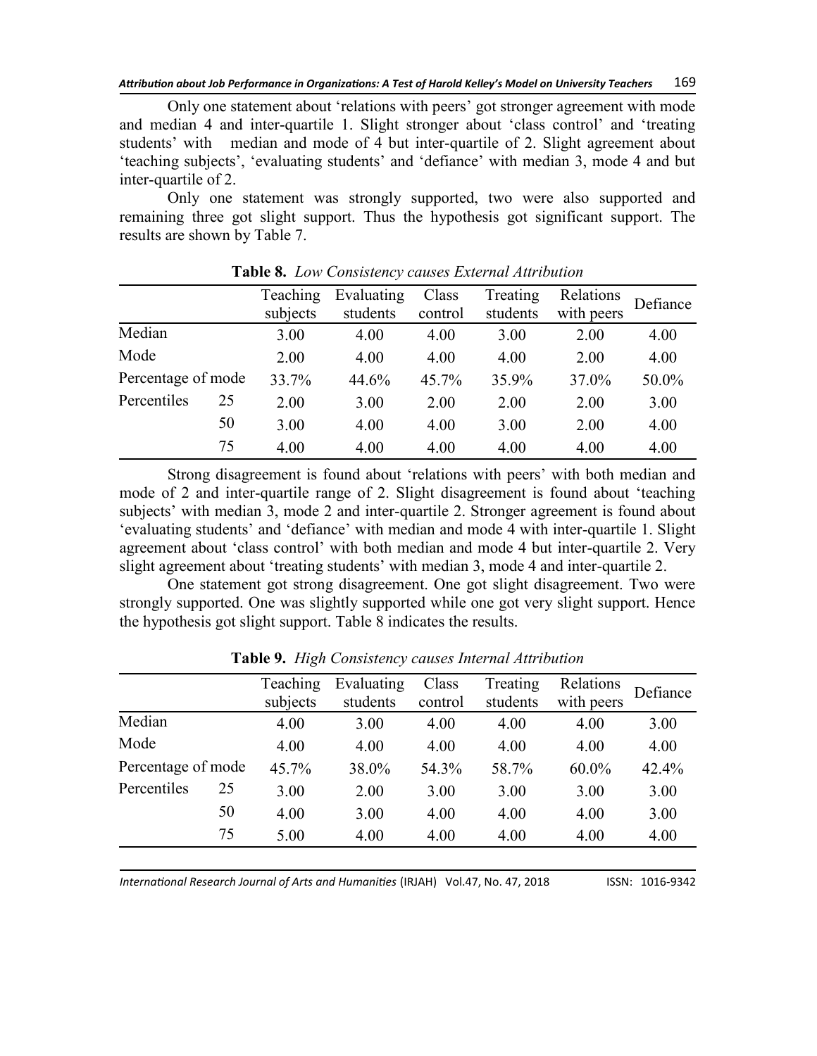Only one statement about 'relations with peers' got stronger agreement with mode and median 4 and inter-quartile 1. Slight stronger about 'class control' and 'treating students' with median and mode of 4 but inter-quartile of 2. Slight agreement about 'teaching subjects', 'evaluating students' and 'defiance' with median 3, mode 4 and but inter-quartile of 2.

Only one statement was strongly supported, two were also supported and remaining three got slight support. Thus the hypothesis got significant support. The results are shown by Table 7.

**Table 8.** *Low Consistency causes External Attribution*

| | | Teaching subjects | Evaluating students | Class control | Treating students | Relations with peers | Defiance |
|---|---|---|---|---|---|---|---|
| Median | | 3.00 | 4.00 | 4.00 | 3.00 | 2.00 | 4.00 |
| Mode | | 2.00 | 4.00 | 4.00 | 4.00 | 2.00 | 4.00 |
| Percentage of mode | | 33.7% | 44.6% | 45.7% | 35.9% | 37.0% | 50.0% |
| Percentiles | 25 | 2.00 | 3.00 | 2.00 | 2.00 | 2.00 | 3.00 |
| | 50 | 3.00 | 4.00 | 4.00 | 3.00 | 2.00 | 4.00 |
| | 75 | 4.00 | 4.00 | 4.00 | 4.00 | 4.00 | 4.00 |

Strong disagreement is found about 'relations with peers' with both median and mode of 2 and inter-quartile range of 2. Slight disagreement is found about 'teaching subjects' with median 3, mode 2 and inter-quartile 2. Stronger agreement is found about 'evaluating students' and 'defiance' with median and mode 4 with inter-quartile 1. Slight agreement about 'class control' with both median and mode 4 but inter-quartile 2. Very slight agreement about 'treating students' with median 3, mode 4 and inter-quartile 2.

One statement got strong disagreement. One got slight disagreement. Two were strongly supported. One was slightly supported while one got very slight support. Hence the hypothesis got slight support. Table 8 indicates the results.

**Table 9.** *High Consistency causes Internal Attribution*

| | | Teaching subjects | Evaluating students | Class control | Treating students | Relations with peers | Defiance |
|---|---|---|---|---|---|---|---|
| Median | | 4.00 | 3.00 | 4.00 | 4.00 | 4.00 | 3.00 |
| Mode | | 4.00 | 4.00 | 4.00 | 4.00 | 4.00 | 4.00 |
| Percentage of mode | | 45.7% | 38.0% | 54.3% | 58.7% | 60.0% | 42.4% |
| Percentiles | 25 | 3.00 | 2.00 | 3.00 | 3.00 | 3.00 | 3.00 |
| | 50 | 4.00 | 3.00 | 4.00 | 4.00 | 4.00 | 3.00 |
| | 75 | 5.00 | 4.00 | 4.00 | 4.00 | 4.00 | 4.00 |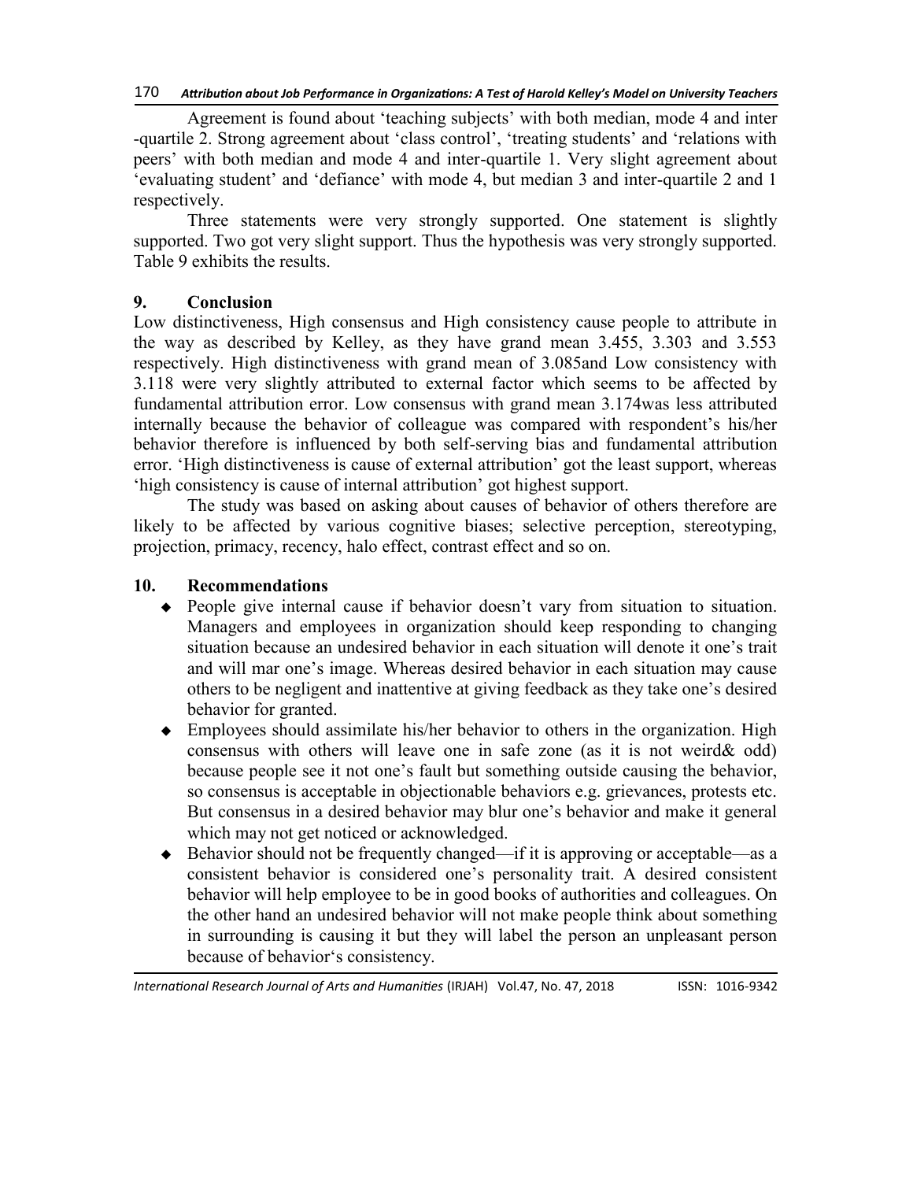Agreement is found about 'teaching subjects' with both median, mode 4 and inter -quartile 2. Strong agreement about 'class control', 'treating students' and 'relations with peers' with both median and mode 4 and inter-quartile 1. Very slight agreement about 'evaluating student' and 'defiance' with mode 4, but median 3 and inter-quartile 2 and 1 respectively.

Three statements were very strongly supported. One statement is slightly supported. Two got very slight support. Thus the hypothesis was very strongly supported. Table 9 exhibits the results.

## 9. Conclusion

Low distinctiveness, High consensus and High consistency cause people to attribute in the way as described by Kelley, as they have grand mean 3.455, 3.303 and 3.553 respectively. High distinctiveness with grand mean of 3.085and Low consistency with 3.118 were very slightly attributed to external factor which seems to be affected by fundamental attribution error. Low consensus with grand mean 3.174was less attributed internally because the behavior of colleague was compared with respondent's his/her behavior therefore is influenced by both self-serving bias and fundamental attribution error. 'High distinctiveness is cause of external attribution' got the least support, whereas 'high consistency is cause of internal attribution' got highest support.

The study was based on asking about causes of behavior of others therefore are likely to be affected by various cognitive biases; selective perception, stereotyping, projection, primacy, recency, halo effect, contrast effect and so on.

## 10. Recommendations

- People give internal cause if behavior doesn't vary from situation to situation. Managers and employees in organization should keep responding to changing situation because an undesired behavior in each situation will denote it one's trait and will mar one's image. Whereas desired behavior in each situation may cause others to be negligent and inattentive at giving feedback as they take one's desired behavior for granted.
- Employees should assimilate his/her behavior to others in the organization. High consensus with others will leave one in safe zone (as it is not weird& odd) because people see it not one's fault but something outside causing the behavior, so consensus is acceptable in objectionable behaviors e.g. grievances, protests etc. But consensus in a desired behavior may blur one's behavior and make it general which may not get noticed or acknowledged.
- Behavior should not be frequently changed—if it is approving or acceptable—as a consistent behavior is considered one's personality trait. A desired consistent behavior will help employee to be in good books of authorities and colleagues. On the other hand an undesired behavior will not make people think about something in surrounding is causing it but they will label the person an unpleasant person because of behavior's consistency.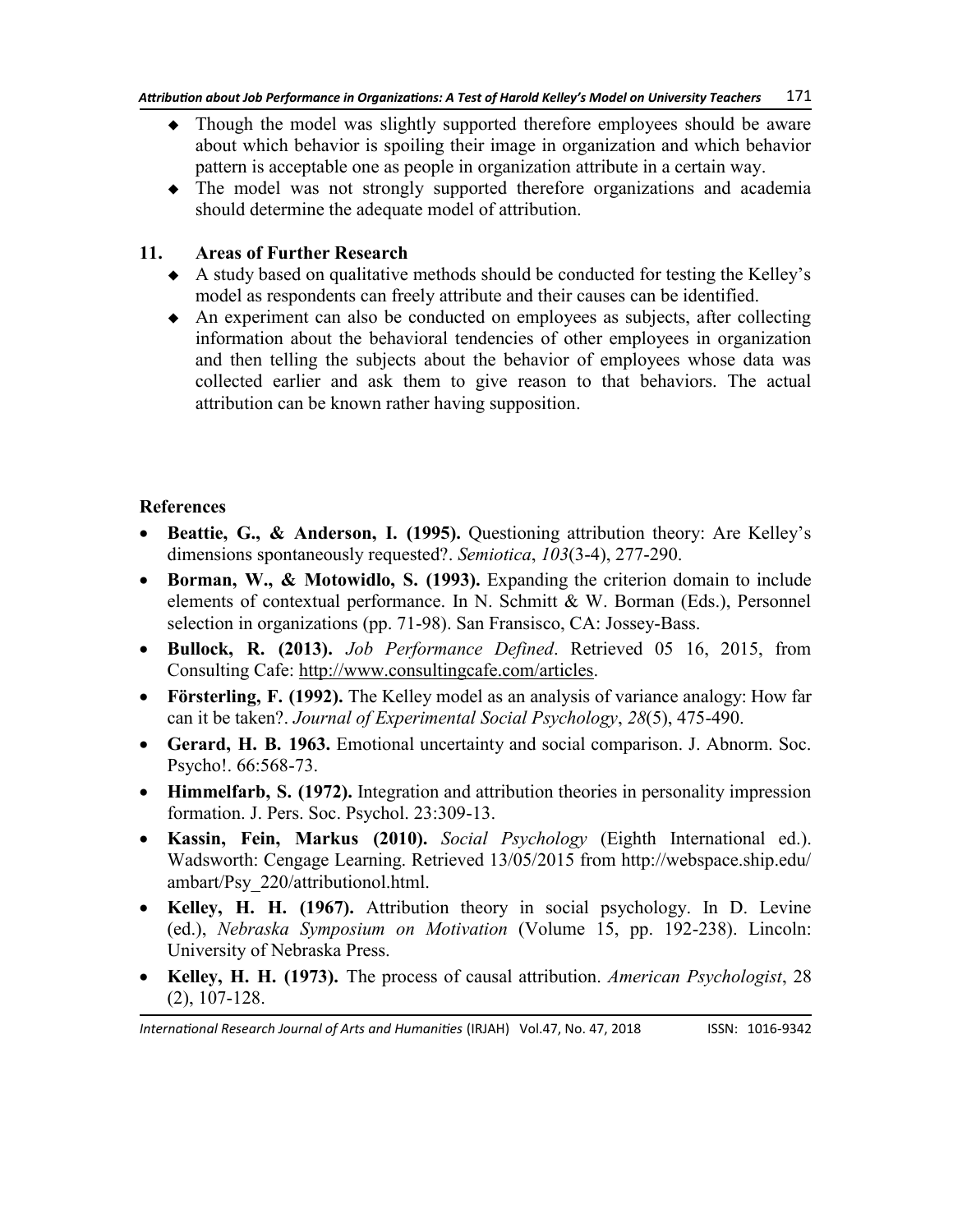- Though the model was slightly supported therefore employees should be aware about which behavior is spoiling their image in organization and which behavior pattern is acceptable one as people in organization attribute in a certain way.
- The model was not strongly supported therefore organizations and academia should determine the adequate model of attribution.

## 11. Areas of Further Research

- A study based on qualitative methods should be conducted for testing the Kelley's model as respondents can freely attribute and their causes can be identified.
- An experiment can also be conducted on employees as subjects, after collecting information about the behavioral tendencies of other employees in organization and then telling the subjects about the behavior of employees whose data was collected earlier and ask them to give reason to that behaviors. The actual attribution can be known rather having supposition.

## References

- **Beattie, G., & Anderson, I. (1995).** Questioning attribution theory: Are Kelley's dimensions spontaneously requested?. *Semiotica*, *103*(3-4), 277-290.
- **Borman, W., & Motowidlo, S. (1993).** Expanding the criterion domain to include elements of contextual performance. In N. Schmitt & W. Borman (Eds.), Personnel selection in organizations (pp. 71-98). San Fransisco, CA: Jossey-Bass.
- **Bullock, R. (2013).** *Job Performance Defined*. Retrieved 05 16, 2015, from Consulting Cafe: http://www.consultingcafe.com/articles.
- **Försterling, F. (1992).** The Kelley model as an analysis of variance analogy: How far can it be taken?. *Journal of Experimental Social Psychology*, *28*(5), 475-490.
- **Gerard, H. B. 1963.** Emotional uncertainty and social comparison. J. Abnorm. Soc. Psycho!. 66:568-73.
- **Himmelfarb, S. (1972).** Integration and attribution theories in personality impression formation. J. Pers. Soc. Psychol. 23:309-13.
- **Kassin, Fein, Markus (2010).** *Social Psychology* (Eighth International ed.). Wadsworth: Cengage Learning. Retrieved 13/05/2015 from http://webspace.ship.edu/ambart/Psy_220/attributionol.html.
- **Kelley, H. H. (1967).** Attribution theory in social psychology. In D. Levine (ed.), *Nebraska Symposium on Motivation* (Volume 15, pp. 192-238). Lincoln: University of Nebraska Press.
- **Kelley, H. H. (1973).** The process of causal attribution. *American Psychologist*, 28 (2), 107-128.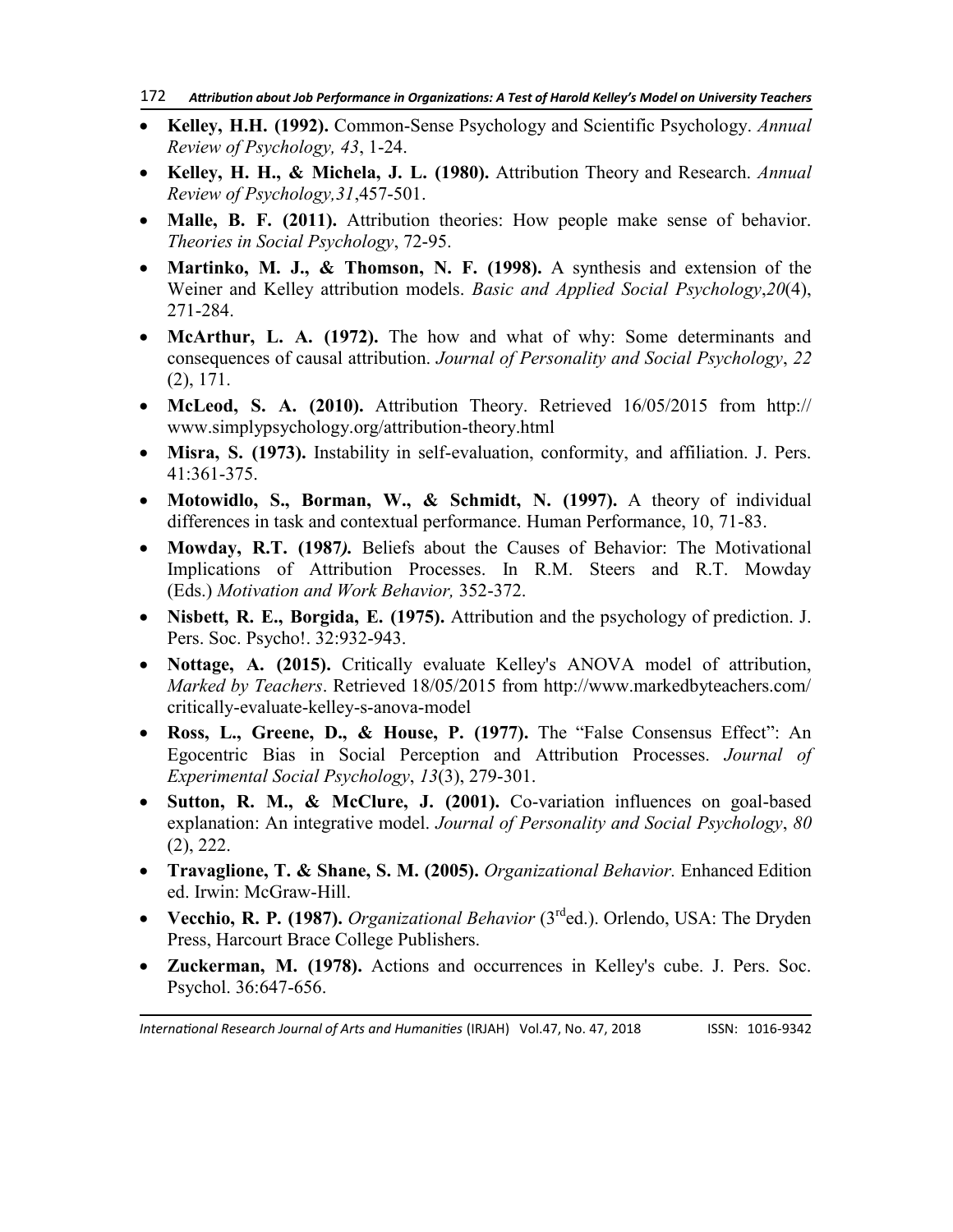- **Kelley, H.H. (1992).** Common-Sense Psychology and Scientific Psychology. *Annual Review of Psychology, 43*, 1-24.
- **Kelley, H. H., & Michela, J. L. (1980).** Attribution Theory and Research. *Annual Review of Psychology,31*,457-501.
- **Malle, B. F. (2011).** Attribution theories: How people make sense of behavior. *Theories in Social Psychology*, 72-95.
- **Martinko, M. J., & Thomson, N. F. (1998).** A synthesis and extension of the Weiner and Kelley attribution models. *Basic and Applied Social Psychology*,*20*(4), 271-284.
- **McArthur, L. A. (1972).** The how and what of why: Some determinants and consequences of causal attribution. *Journal of Personality and Social Psychology*, *22* (2), 171.
- **McLeod, S. A. (2010).** Attribution Theory. Retrieved 16/05/2015 from http:// www.simplypsychology.org/attribution-theory.html
- **Misra, S. (1973).** Instability in self-evaluation, conformity, and affiliation. J. Pers. 41:361-375.
- **Motowidlo, S., Borman, W., & Schmidt, N. (1997).** A theory of individual differences in task and contextual performance. Human Performance, 10, 71-83.
- **Mowday, R.T. (1987*).*** Beliefs about the Causes of Behavior: The Motivational Implications of Attribution Processes. In R.M. Steers and R.T. Mowday (Eds.) *Motivation and Work Behavior,* 352-372.
- **Nisbett, R. E., Borgida, E. (1975).** Attribution and the psychology of prediction. J. Pers. Soc. Psycho!. 32:932-943.
- **Nottage, A. (2015).** Critically evaluate Kelley's ANOVA model of attribution, *Marked by Teachers*. Retrieved 18/05/2015 from http://www.markedbyteachers.com/ critically-evaluate-kelley-s-anova-model
- **Ross, L., Greene, D., & House, P. (1977).** The "False Consensus Effect": An Egocentric Bias in Social Perception and Attribution Processes. *Journal of Experimental Social Psychology*, *13*(3), 279-301.
- **Sutton, R. M., & McClure, J. (2001).** Co-variation influences on goal-based explanation: An integrative model. *Journal of Personality and Social Psychology*, *80* (2), 222.
- **Travaglione, T. & Shane, S. M. (2005).** *Organizational Behavior.* Enhanced Edition ed. Irwin: McGraw-Hill.
- **Vecchio, R. P. (1987).** *Organizational Behavior* (3rd ed.). Orlendo, USA: The Dryden Press, Harcourt Brace College Publishers.
- **Zuckerman, M. (1978).** Actions and occurrences in Kelley's cube. J. Pers. Soc. Psychol. 36:647-656.